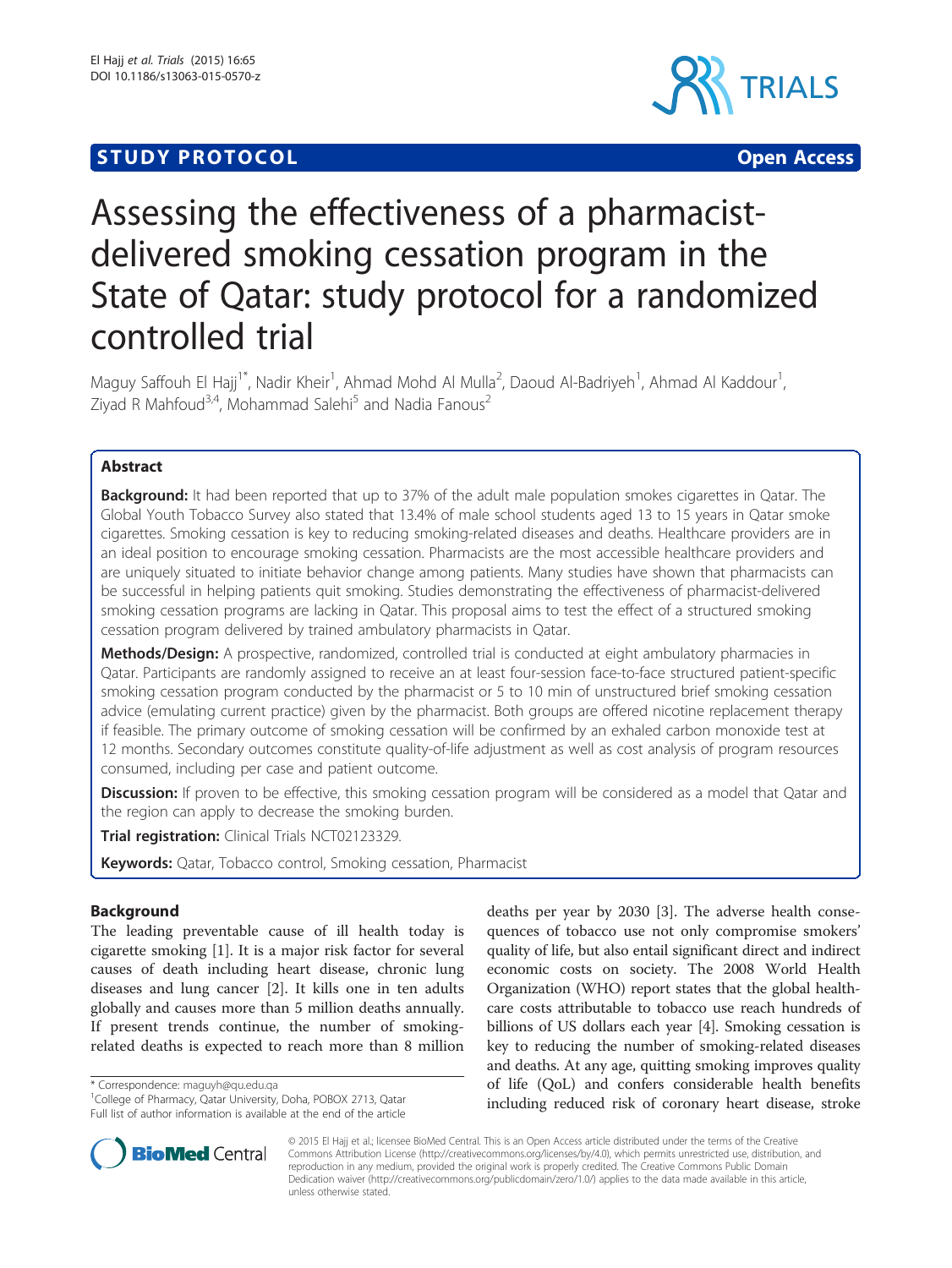STUDY PROTOCOL | Open Access

# Assessing the effectiveness of a pharmacist-delivered smoking cessation program in the State of Qatar: study protocol for a randomized controlled trial

Maguy Saffouh El Hajj[1*], Nadir Kheir[1], Ahmad Mohd Al Mulla[2], Daoud Al-Badriyeh[1], Ahmad Al Kaddour[1], Ziyad R Mahfoud[3,4], Mohammad Salehi[5] and Nadia Fanous[2]

## Abstract

**Background:** It had been reported that up to 37% of the adult male population smokes cigarettes in Qatar. The Global Youth Tobacco Survey also stated that 13.4% of male school students aged 13 to 15 years in Qatar smoke cigarettes. Smoking cessation is key to reducing smoking-related diseases and deaths. Healthcare providers are in an ideal position to encourage smoking cessation. Pharmacists are the most accessible healthcare providers and are uniquely situated to initiate behavior change among patients. Many studies have shown that pharmacists can be successful in helping patients quit smoking. Studies demonstrating the effectiveness of pharmacist-delivered smoking cessation programs are lacking in Qatar. This proposal aims to test the effect of a structured smoking cessation program delivered by trained ambulatory pharmacists in Qatar.

**Methods/Design:** A prospective, randomized, controlled trial is conducted at eight ambulatory pharmacies in Qatar. Participants are randomly assigned to receive an at least four-session face-to-face structured patient-specific smoking cessation program conducted by the pharmacist or 5 to 10 min of unstructured brief smoking cessation advice (emulating current practice) given by the pharmacist. Both groups are offered nicotine replacement therapy if feasible. The primary outcome of smoking cessation will be confirmed by an exhaled carbon monoxide test at 12 months. Secondary outcomes constitute quality-of-life adjustment as well as cost analysis of program resources consumed, including per case and patient outcome.

**Discussion:** If proven to be effective, this smoking cessation program will be considered as a model that Qatar and the region can apply to decrease the smoking burden.

**Trial registration:** Clinical Trials NCT02123329.

**Keywords:** Qatar, Tobacco control, Smoking cessation, Pharmacist

## Background

The leading preventable cause of ill health today is cigarette smoking [1]. It is a major risk factor for several causes of death including heart disease, chronic lung diseases and lung cancer [2]. It kills one in ten adults globally and causes more than 5 million deaths annually. If present trends continue, the number of smoking-related deaths is expected to reach more than 8 million deaths per year by 2030 [3]. The adverse health consequences of tobacco use not only compromise smokers' quality of life, but also entail significant direct and indirect economic costs on society. The 2008 World Health Organization (WHO) report states that the global healthcare costs attributable to tobacco use reach hundreds of billions of US dollars each year [4]. Smoking cessation is key to reducing the number of smoking-related diseases and deaths. At any age, quitting smoking improves quality of life (QoL) and confers considerable health benefits including reduced risk of coronary heart disease, stroke

\* Correspondence: maguyh@qu.edu.qa
[1]College of Pharmacy, Qatar University, Doha, POBOX 2713, Qatar
Full list of author information is available at the end of the article

© 2015 El Hajj et al.; licensee BioMed Central. This is an Open Access article distributed under the terms of the Creative Commons Attribution License (http://creativecommons.org/licenses/by/4.0), which permits unrestricted use, distribution, and reproduction in any medium, provided the original work is properly credited. The Creative Commons Public Domain Dedication waiver (http://creativecommons.org/publicdomain/zero/1.0/) applies to the data made available in this article, unless otherwise stated.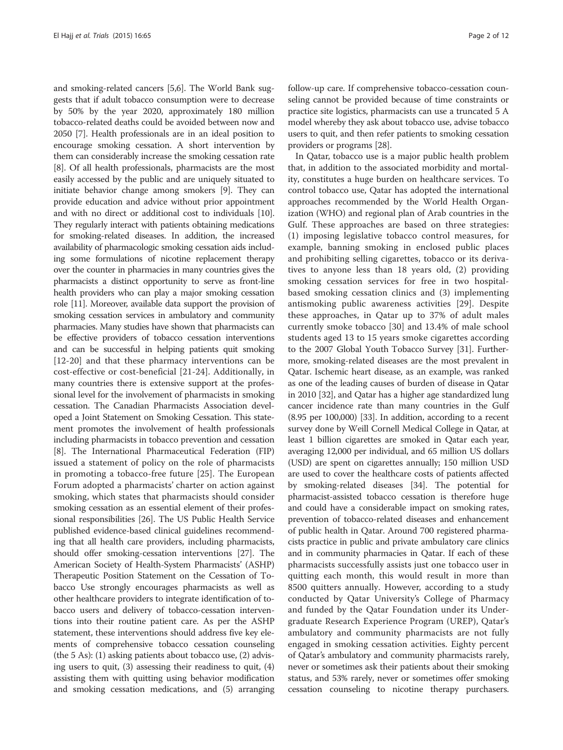and smoking-related cancers [5,6]. The World Bank suggests that if adult tobacco consumption were to decrease by 50% by the year 2020, approximately 180 million tobacco-related deaths could be avoided between now and 2050 [7]. Health professionals are in an ideal position to encourage smoking cessation. A short intervention by them can considerably increase the smoking cessation rate [8]. Of all health professionals, pharmacists are the most easily accessed by the public and are uniquely situated to initiate behavior change among smokers [9]. They can provide education and advice without prior appointment and with no direct or additional cost to individuals [10]. They regularly interact with patients obtaining medications for smoking-related diseases. In addition, the increased availability of pharmacologic smoking cessation aids including some formulations of nicotine replacement therapy over the counter in pharmacies in many countries gives the pharmacists a distinct opportunity to serve as front-line health providers who can play a major smoking cessation role [11]. Moreover, available data support the provision of smoking cessation services in ambulatory and community pharmacies. Many studies have shown that pharmacists can be effective providers of tobacco cessation interventions and can be successful in helping patients quit smoking [12-20] and that these pharmacy interventions can be cost-effective or cost-beneficial [21-24]. Additionally, in many countries there is extensive support at the professional level for the involvement of pharmacists in smoking cessation. The Canadian Pharmacists Association developed a Joint Statement on Smoking Cessation. This statement promotes the involvement of health professionals including pharmacists in tobacco prevention and cessation [8]. The International Pharmaceutical Federation (FIP) issued a statement of policy on the role of pharmacists in promoting a tobacco-free future [25]. The European Forum adopted a pharmacists' charter on action against smoking, which states that pharmacists should consider smoking cessation as an essential element of their professional responsibilities [26]. The US Public Health Service published evidence-based clinical guidelines recommending that all health care providers, including pharmacists, should offer smoking-cessation interventions [27]. The American Society of Health-System Pharmacists' (ASHP) Therapeutic Position Statement on the Cessation of Tobacco Use strongly encourages pharmacists as well as other healthcare providers to integrate identification of tobacco users and delivery of tobacco-cessation interventions into their routine patient care. As per the ASHP statement, these interventions should address five key elements of comprehensive tobacco cessation counseling (the 5 As): (1) asking patients about tobacco use, (2) advising users to quit, (3) assessing their readiness to quit, (4) assisting them with quitting using behavior modification and smoking cessation medications, and (5) arranging follow-up care. If comprehensive tobacco-cessation counseling cannot be provided because of time constraints or practice site logistics, pharmacists can use a truncated 5 A model whereby they ask about tobacco use, advise tobacco users to quit, and then refer patients to smoking cessation providers or programs [28].

In Qatar, tobacco use is a major public health problem that, in addition to the associated morbidity and mortality, constitutes a huge burden on healthcare services. To control tobacco use, Qatar has adopted the international approaches recommended by the World Health Organization (WHO) and regional plan of Arab countries in the Gulf. These approaches are based on three strategies: (1) imposing legislative tobacco control measures, for example, banning smoking in enclosed public places and prohibiting selling cigarettes, tobacco or its derivatives to anyone less than 18 years old, (2) providing smoking cessation services for free in two hospital-based smoking cessation clinics and (3) implementing antismoking public awareness activities [29]. Despite these approaches, in Qatar up to 37% of adult males currently smoke tobacco [30] and 13.4% of male school students aged 13 to 15 years smoke cigarettes according to the 2007 Global Youth Tobacco Survey [31]. Furthermore, smoking-related diseases are the most prevalent in Qatar. Ischemic heart disease, as an example, was ranked as one of the leading causes of burden of disease in Qatar in 2010 [32], and Qatar has a higher age standardized lung cancer incidence rate than many countries in the Gulf (8.95 per 100,000) [33]. In addition, according to a recent survey done by Weill Cornell Medical College in Qatar, at least 1 billion cigarettes are smoked in Qatar each year, averaging 12,000 per individual, and 65 million US dollars (USD) are spent on cigarettes annually; 150 million USD are used to cover the healthcare costs of patients affected by smoking-related diseases [34]. The potential for pharmacist-assisted tobacco cessation is therefore huge and could have a considerable impact on smoking rates, prevention of tobacco-related diseases and enhancement of public health in Qatar. Around 700 registered pharmacists practice in public and private ambulatory care clinics and in community pharmacies in Qatar. If each of these pharmacists successfully assists just one tobacco user in quitting each month, this would result in more than 8500 quitters annually. However, according to a study conducted by Qatar University's College of Pharmacy and funded by the Qatar Foundation under its Undergraduate Research Experience Program (UREP), Qatar's ambulatory and community pharmacists are not fully engaged in smoking cessation activities. Eighty percent of Qatar's ambulatory and community pharmacists rarely, never or sometimes ask their patients about their smoking status, and 53% rarely, never or sometimes offer smoking cessation counseling to nicotine therapy purchasers.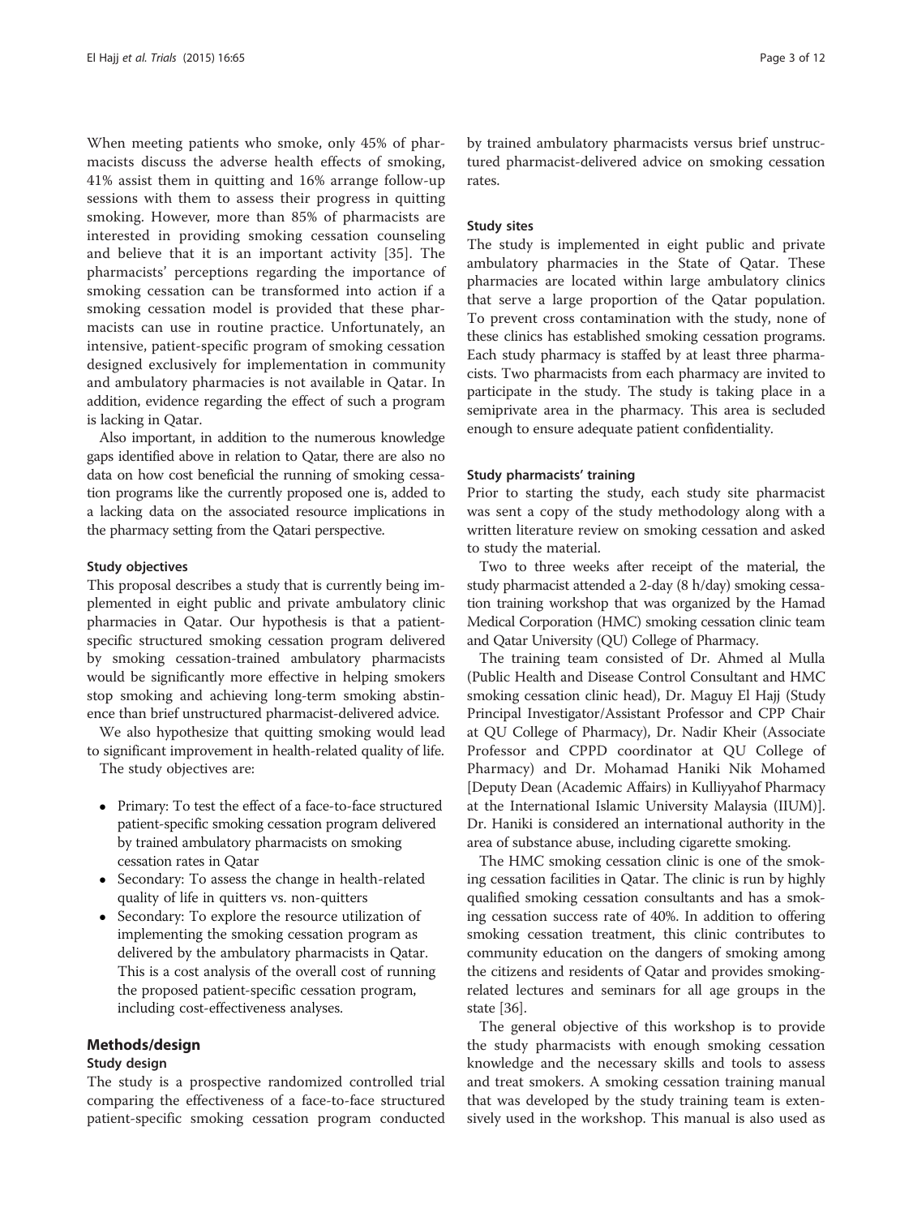When meeting patients who smoke, only 45% of pharmacists discuss the adverse health effects of smoking, 41% assist them in quitting and 16% arrange follow-up sessions with them to assess their progress in quitting smoking. However, more than 85% of pharmacists are interested in providing smoking cessation counseling and believe that it is an important activity [35]. The pharmacists' perceptions regarding the importance of smoking cessation can be transformed into action if a smoking cessation model is provided that these pharmacists can use in routine practice. Unfortunately, an intensive, patient-specific program of smoking cessation designed exclusively for implementation in community and ambulatory pharmacies is not available in Qatar. In addition, evidence regarding the effect of such a program is lacking in Qatar.

Also important, in addition to the numerous knowledge gaps identified above in relation to Qatar, there are also no data on how cost beneficial the running of smoking cessation programs like the currently proposed one is, added to a lacking data on the associated resource implications in the pharmacy setting from the Qatari perspective.

### Study objectives

This proposal describes a study that is currently being implemented in eight public and private ambulatory clinic pharmacies in Qatar. Our hypothesis is that a patient-specific structured smoking cessation program delivered by smoking cessation-trained ambulatory pharmacists would be significantly more effective in helping smokers stop smoking and achieving long-term smoking abstinence than brief unstructured pharmacist-delivered advice.

We also hypothesize that quitting smoking would lead to significant improvement in health-related quality of life.

The study objectives are:

- Primary: To test the effect of a face-to-face structured patient-specific smoking cessation program delivered by trained ambulatory pharmacists on smoking cessation rates in Qatar
- Secondary: To assess the change in health-related quality of life in quitters vs. non-quitters
- Secondary: To explore the resource utilization of implementing the smoking cessation program as delivered by the ambulatory pharmacists in Qatar. This is a cost analysis of the overall cost of running the proposed patient-specific cessation program, including cost-effectiveness analyses.

## Methods/design

### Study design

The study is a prospective randomized controlled trial comparing the effectiveness of a face-to-face structured patient-specific smoking cessation program conducted by trained ambulatory pharmacists versus brief unstructured pharmacist-delivered advice on smoking cessation rates.

### Study sites

The study is implemented in eight public and private ambulatory pharmacies in the State of Qatar. These pharmacies are located within large ambulatory clinics that serve a large proportion of the Qatar population. To prevent cross contamination with the study, none of these clinics has established smoking cessation programs. Each study pharmacy is staffed by at least three pharmacists. Two pharmacists from each pharmacy are invited to participate in the study. The study is taking place in a semiprivate area in the pharmacy. This area is secluded enough to ensure adequate patient confidentiality.

### Study pharmacists' training

Prior to starting the study, each study site pharmacist was sent a copy of the study methodology along with a written literature review on smoking cessation and asked to study the material.

Two to three weeks after receipt of the material, the study pharmacist attended a 2-day (8 h/day) smoking cessation training workshop that was organized by the Hamad Medical Corporation (HMC) smoking cessation clinic team and Qatar University (QU) College of Pharmacy.

The training team consisted of Dr. Ahmed al Mulla (Public Health and Disease Control Consultant and HMC smoking cessation clinic head), Dr. Maguy El Hajj (Study Principal Investigator/Assistant Professor and CPP Chair at QU College of Pharmacy), Dr. Nadir Kheir (Associate Professor and CPPD coordinator at QU College of Pharmacy) and Dr. Mohamad Haniki Nik Mohamed [Deputy Dean (Academic Affairs) in Kulliyyahof Pharmacy at the International Islamic University Malaysia (IIUM)]. Dr. Haniki is considered an international authority in the area of substance abuse, including cigarette smoking.

The HMC smoking cessation clinic is one of the smoking cessation facilities in Qatar. The clinic is run by highly qualified smoking cessation consultants and has a smoking cessation success rate of 40%. In addition to offering smoking cessation treatment, this clinic contributes to community education on the dangers of smoking among the citizens and residents of Qatar and provides smoking-related lectures and seminars for all age groups in the state [36].

The general objective of this workshop is to provide the study pharmacists with enough smoking cessation knowledge and the necessary skills and tools to assess and treat smokers. A smoking cessation training manual that was developed by the study training team is extensively used in the workshop. This manual is also used as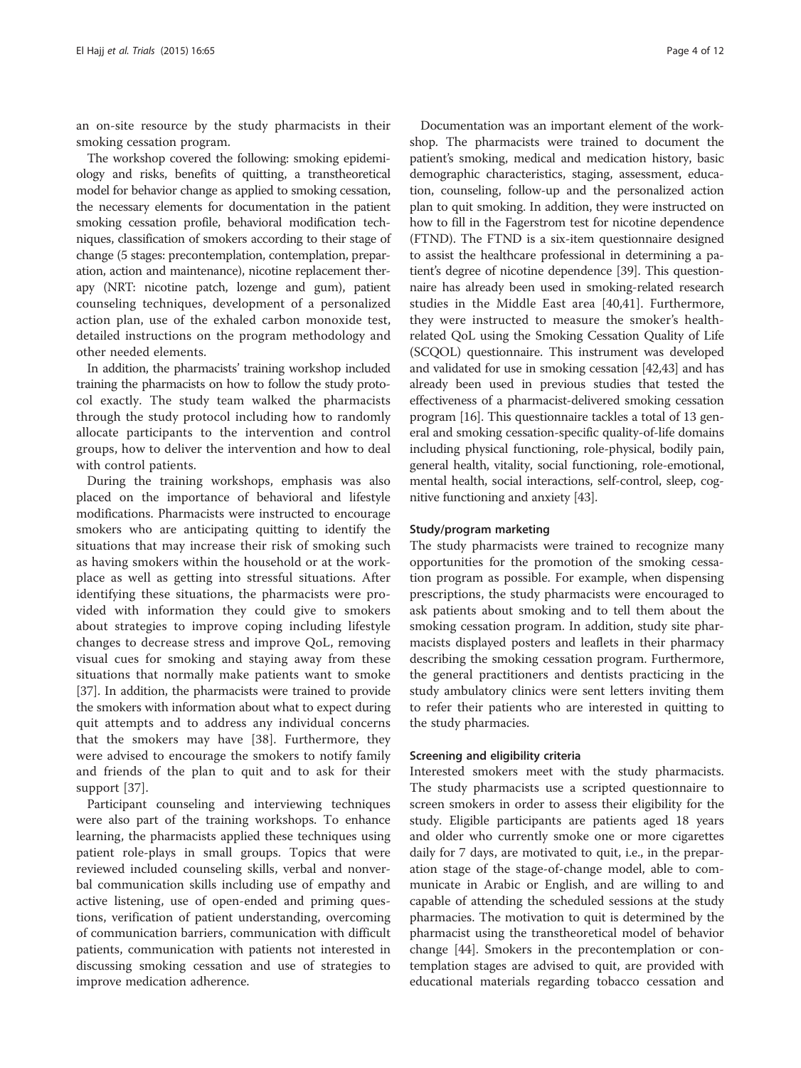an on-site resource by the study pharmacists in their smoking cessation program.

The workshop covered the following: smoking epidemiology and risks, benefits of quitting, a transtheoretical model for behavior change as applied to smoking cessation, the necessary elements for documentation in the patient smoking cessation profile, behavioral modification techniques, classification of smokers according to their stage of change (5 stages: precontemplation, contemplation, preparation, action and maintenance), nicotine replacement therapy (NRT: nicotine patch, lozenge and gum), patient counseling techniques, development of a personalized action plan, use of the exhaled carbon monoxide test, detailed instructions on the program methodology and other needed elements.

In addition, the pharmacists' training workshop included training the pharmacists on how to follow the study protocol exactly. The study team walked the pharmacists through the study protocol including how to randomly allocate participants to the intervention and control groups, how to deliver the intervention and how to deal with control patients.

During the training workshops, emphasis was also placed on the importance of behavioral and lifestyle modifications. Pharmacists were instructed to encourage smokers who are anticipating quitting to identify the situations that may increase their risk of smoking such as having smokers within the household or at the workplace as well as getting into stressful situations. After identifying these situations, the pharmacists were provided with information they could give to smokers about strategies to improve coping including lifestyle changes to decrease stress and improve QoL, removing visual cues for smoking and staying away from these situations that normally make patients want to smoke [37]. In addition, the pharmacists were trained to provide the smokers with information about what to expect during quit attempts and to address any individual concerns that the smokers may have [38]. Furthermore, they were advised to encourage the smokers to notify family and friends of the plan to quit and to ask for their support [37].

Participant counseling and interviewing techniques were also part of the training workshops. To enhance learning, the pharmacists applied these techniques using patient role-plays in small groups. Topics that were reviewed included counseling skills, verbal and nonverbal communication skills including use of empathy and active listening, use of open-ended and priming questions, verification of patient understanding, overcoming of communication barriers, communication with difficult patients, communication with patients not interested in discussing smoking cessation and use of strategies to improve medication adherence.

Documentation was an important element of the workshop. The pharmacists were trained to document the patient's smoking, medical and medication history, basic demographic characteristics, staging, assessment, education, counseling, follow-up and the personalized action plan to quit smoking. In addition, they were instructed on how to fill in the Fagerstrom test for nicotine dependence (FTND). The FTND is a six-item questionnaire designed to assist the healthcare professional in determining a patient's degree of nicotine dependence [39]. This questionnaire has already been used in smoking-related research studies in the Middle East area [40,41]. Furthermore, they were instructed to measure the smoker's health-related QoL using the Smoking Cessation Quality of Life (SCQOL) questionnaire. This instrument was developed and validated for use in smoking cessation [42,43] and has already been used in previous studies that tested the effectiveness of a pharmacist-delivered smoking cessation program [16]. This questionnaire tackles a total of 13 general and smoking cessation-specific quality-of-life domains including physical functioning, role-physical, bodily pain, general health, vitality, social functioning, role-emotional, mental health, social interactions, self-control, sleep, cognitive functioning and anxiety [43].

#### Study/program marketing

The study pharmacists were trained to recognize many opportunities for the promotion of the smoking cessation program as possible. For example, when dispensing prescriptions, the study pharmacists were encouraged to ask patients about smoking and to tell them about the smoking cessation program. In addition, study site pharmacists displayed posters and leaflets in their pharmacy describing the smoking cessation program. Furthermore, the general practitioners and dentists practicing in the study ambulatory clinics were sent letters inviting them to refer their patients who are interested in quitting to the study pharmacies.

#### Screening and eligibility criteria

Interested smokers meet with the study pharmacists. The study pharmacists use a scripted questionnaire to screen smokers in order to assess their eligibility for the study. Eligible participants are patients aged 18 years and older who currently smoke one or more cigarettes daily for 7 days, are motivated to quit, i.e., in the preparation stage of the stage-of-change model, able to communicate in Arabic or English, and are willing to and capable of attending the scheduled sessions at the study pharmacies. The motivation to quit is determined by the pharmacist using the transtheoretical model of behavior change [44]. Smokers in the precontemplation or contemplation stages are advised to quit, are provided with educational materials regarding tobacco cessation and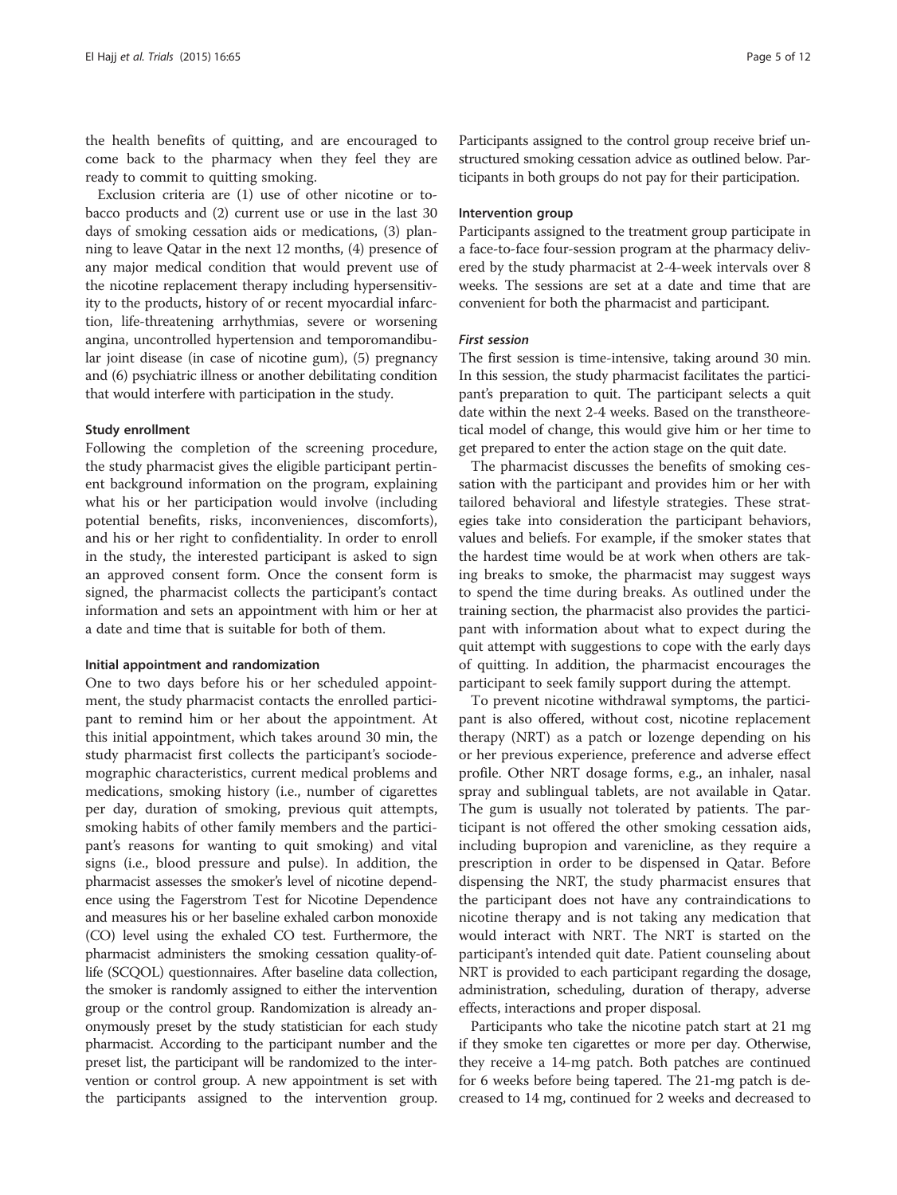the health benefits of quitting, and are encouraged to come back to the pharmacy when they feel they are ready to commit to quitting smoking.

Exclusion criteria are (1) use of other nicotine or tobacco products and (2) current use or use in the last 30 days of smoking cessation aids or medications, (3) planning to leave Qatar in the next 12 months, (4) presence of any major medical condition that would prevent use of the nicotine replacement therapy including hypersensitivity to the products, history of or recent myocardial infarction, life-threatening arrhythmias, severe or worsening angina, uncontrolled hypertension and temporomandibular joint disease (in case of nicotine gum), (5) pregnancy and (6) psychiatric illness or another debilitating condition that would interfere with participation in the study.

#### Study enrollment

Following the completion of the screening procedure, the study pharmacist gives the eligible participant pertinent background information on the program, explaining what his or her participation would involve (including potential benefits, risks, inconveniences, discomforts), and his or her right to confidentiality. In order to enroll in the study, the interested participant is asked to sign an approved consent form. Once the consent form is signed, the pharmacist collects the participant's contact information and sets an appointment with him or her at a date and time that is suitable for both of them.

#### Initial appointment and randomization

One to two days before his or her scheduled appointment, the study pharmacist contacts the enrolled participant to remind him or her about the appointment. At this initial appointment, which takes around 30 min, the study pharmacist first collects the participant's sociodemographic characteristics, current medical problems and medications, smoking history (i.e., number of cigarettes per day, duration of smoking, previous quit attempts, smoking habits of other family members and the participant's reasons for wanting to quit smoking) and vital signs (i.e., blood pressure and pulse). In addition, the pharmacist assesses the smoker's level of nicotine dependence using the Fagerstrom Test for Nicotine Dependence and measures his or her baseline exhaled carbon monoxide (CO) level using the exhaled CO test. Furthermore, the pharmacist administers the smoking cessation quality-of-life (SCQOL) questionnaires. After baseline data collection, the smoker is randomly assigned to either the intervention group or the control group. Randomization is already anonymously preset by the study statistician for each study pharmacist. According to the participant number and the preset list, the participant will be randomized to the intervention or control group. A new appointment is set with the participants assigned to the intervention group. Participants assigned to the control group receive brief unstructured smoking cessation advice as outlined below. Participants in both groups do not pay for their participation.

#### Intervention group

Participants assigned to the treatment group participate in a face-to-face four-session program at the pharmacy delivered by the study pharmacist at 2-4-week intervals over 8 weeks. The sessions are set at a date and time that are convenient for both the pharmacist and participant.

##### *First session*

The first session is time-intensive, taking around 30 min. In this session, the study pharmacist facilitates the participant's preparation to quit. The participant selects a quit date within the next 2-4 weeks. Based on the transtheoretical model of change, this would give him or her time to get prepared to enter the action stage on the quit date.

The pharmacist discusses the benefits of smoking cessation with the participant and provides him or her with tailored behavioral and lifestyle strategies. These strategies take into consideration the participant behaviors, values and beliefs. For example, if the smoker states that the hardest time would be at work when others are taking breaks to smoke, the pharmacist may suggest ways to spend the time during breaks. As outlined under the training section, the pharmacist also provides the participant with information about what to expect during the quit attempt with suggestions to cope with the early days of quitting. In addition, the pharmacist encourages the participant to seek family support during the attempt.

To prevent nicotine withdrawal symptoms, the participant is also offered, without cost, nicotine replacement therapy (NRT) as a patch or lozenge depending on his or her previous experience, preference and adverse effect profile. Other NRT dosage forms, e.g., an inhaler, nasal spray and sublingual tablets, are not available in Qatar. The gum is usually not tolerated by patients. The participant is not offered the other smoking cessation aids, including bupropion and varenicline, as they require a prescription in order to be dispensed in Qatar. Before dispensing the NRT, the study pharmacist ensures that the participant does not have any contraindications to nicotine therapy and is not taking any medication that would interact with NRT. The NRT is started on the participant's intended quit date. Patient counseling about NRT is provided to each participant regarding the dosage, administration, scheduling, duration of therapy, adverse effects, interactions and proper disposal.

Participants who take the nicotine patch start at 21 mg if they smoke ten cigarettes or more per day. Otherwise, they receive a 14-mg patch. Both patches are continued for 6 weeks before being tapered. The 21-mg patch is decreased to 14 mg, continued for 2 weeks and decreased to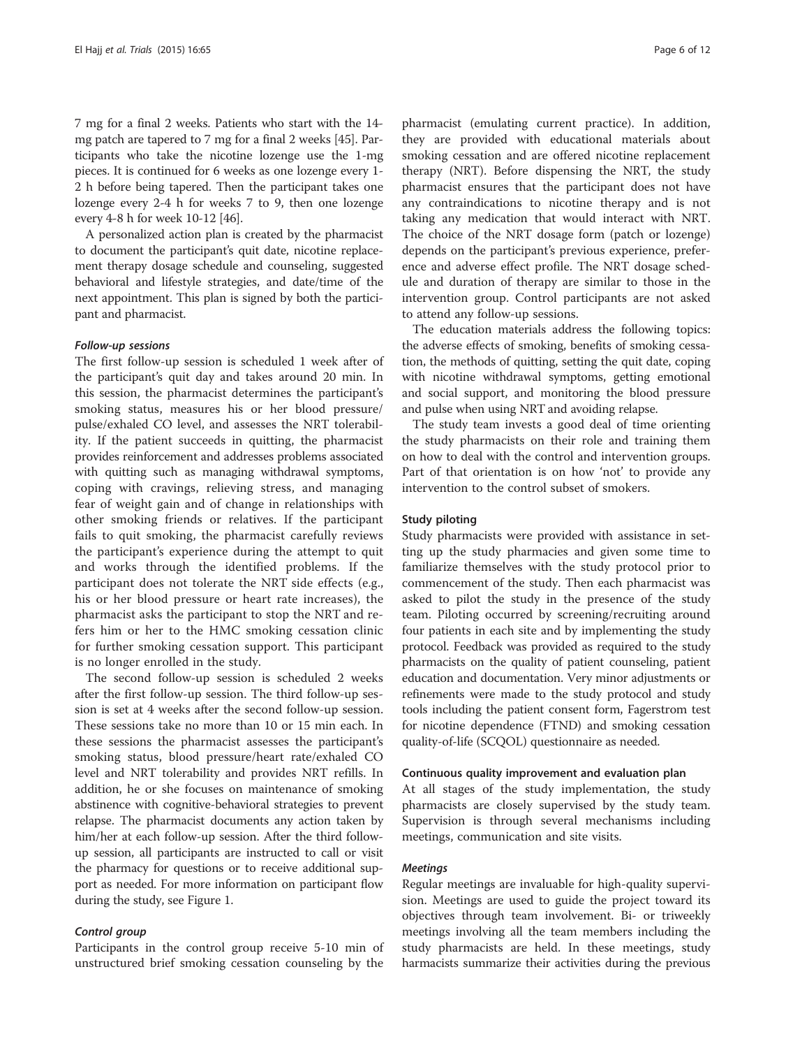7 mg for a final 2 weeks. Patients who start with the 14-mg patch are tapered to 7 mg for a final 2 weeks [45]. Participants who take the nicotine lozenge use the 1-mg pieces. It is continued for 6 weeks as one lozenge every 1-2 h before being tapered. Then the participant takes one lozenge every 2-4 h for weeks 7 to 9, then one lozenge every 4-8 h for week 10-12 [46].

A personalized action plan is created by the pharmacist to document the participant's quit date, nicotine replacement therapy dosage schedule and counseling, suggested behavioral and lifestyle strategies, and date/time of the next appointment. This plan is signed by both the participant and pharmacist.

#### *Follow-up sessions*

The first follow-up session is scheduled 1 week after of the participant's quit day and takes around 20 min. In this session, the pharmacist determines the participant's smoking status, measures his or her blood pressure/pulse/exhaled CO level, and assesses the NRT tolerability. If the patient succeeds in quitting, the pharmacist provides reinforcement and addresses problems associated with quitting such as managing withdrawal symptoms, coping with cravings, relieving stress, and managing fear of weight gain and of change in relationships with other smoking friends or relatives. If the participant fails to quit smoking, the pharmacist carefully reviews the participant's experience during the attempt to quit and works through the identified problems. If the participant does not tolerate the NRT side effects (e.g., his or her blood pressure or heart rate increases), the pharmacist asks the participant to stop the NRT and refers him or her to the HMC smoking cessation clinic for further smoking cessation support. This participant is no longer enrolled in the study.

The second follow-up session is scheduled 2 weeks after the first follow-up session. The third follow-up session is set at 4 weeks after the second follow-up session. These sessions take no more than 10 or 15 min each. In these sessions the pharmacist assesses the participant's smoking status, blood pressure/heart rate/exhaled CO level and NRT tolerability and provides NRT refills. In addition, he or she focuses on maintenance of smoking abstinence with cognitive-behavioral strategies to prevent relapse. The pharmacist documents any action taken by him/her at each follow-up session. After the third follow-up session, all participants are instructed to call or visit the pharmacy for questions or to receive additional support as needed. For more information on participant flow during the study, see Figure 1.

#### *Control group*

Participants in the control group receive 5-10 min of unstructured brief smoking cessation counseling by the pharmacist (emulating current practice). In addition, they are provided with educational materials about smoking cessation and are offered nicotine replacement therapy (NRT). Before dispensing the NRT, the study pharmacist ensures that the participant does not have any contraindications to nicotine therapy and is not taking any medication that would interact with NRT. The choice of the NRT dosage form (patch or lozenge) depends on the participant's previous experience, preference and adverse effect profile. The NRT dosage schedule and duration of therapy are similar to those in the intervention group. Control participants are not asked to attend any follow-up sessions.

The education materials address the following topics: the adverse effects of smoking, benefits of smoking cessation, the methods of quitting, setting the quit date, coping with nicotine withdrawal symptoms, getting emotional and social support, and monitoring the blood pressure and pulse when using NRT and avoiding relapse.

The study team invests a good deal of time orienting the study pharmacists on their role and training them on how to deal with the control and intervention groups. Part of that orientation is on how 'not' to provide any intervention to the control subset of smokers.

### Study piloting

Study pharmacists were provided with assistance in setting up the study pharmacies and given some time to familiarize themselves with the study protocol prior to commencement of the study. Then each pharmacist was asked to pilot the study in the presence of the study team. Piloting occurred by screening/recruiting around four patients in each site and by implementing the study protocol. Feedback was provided as required to the study pharmacists on the quality of patient counseling, patient education and documentation. Very minor adjustments or refinements were made to the study protocol and study tools including the patient consent form, Fagerstrom test for nicotine dependence (FTND) and smoking cessation quality-of-life (SCQOL) questionnaire as needed.

### Continuous quality improvement and evaluation plan

At all stages of the study implementation, the study pharmacists are closely supervised by the study team. Supervision is through several mechanisms including meetings, communication and site visits.

#### *Meetings*

Regular meetings are invaluable for high-quality supervision. Meetings are used to guide the project toward its objectives through team involvement. Bi- or triweekly meetings involving all the team members including the study pharmacists are held. In these meetings, study harmacists summarize their activities during the previous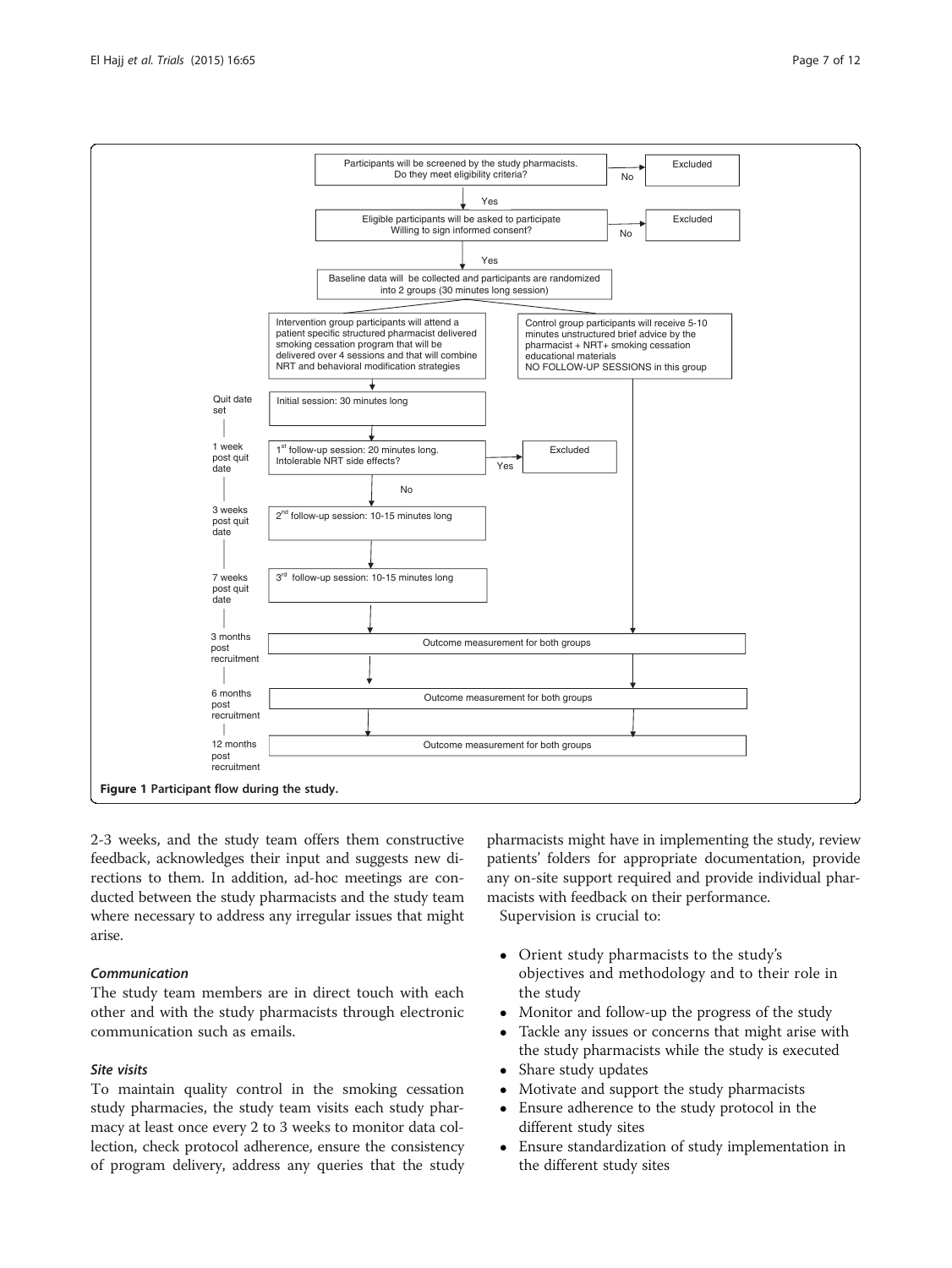Figure 1 Participant flow during the study.

2-3 weeks, and the study team offers them constructive feedback, acknowledges their input and suggests new directions to them. In addition, ad-hoc meetings are conducted between the study pharmacists and the study team where necessary to address any irregular issues that might arise.

#### *Communication*

The study team members are in direct touch with each other and with the study pharmacists through electronic communication such as emails.

#### *Site visits*

To maintain quality control in the smoking cessation study pharmacies, the study team visits each study pharmacy at least once every 2 to 3 weeks to monitor data collection, check protocol adherence, ensure the consistency of program delivery, address any queries that the study pharmacists might have in implementing the study, review patients' folders for appropriate documentation, provide any on-site support required and provide individual pharmacists with feedback on their performance.

Supervision is crucial to:

- Orient study pharmacists to the study's objectives and methodology and to their role in the study
- Monitor and follow-up the progress of the study
- Tackle any issues or concerns that might arise with the study pharmacists while the study is executed
- Share study updates
- Motivate and support the study pharmacists
- Ensure adherence to the study protocol in the different study sites
- Ensure standardization of study implementation in the different study sites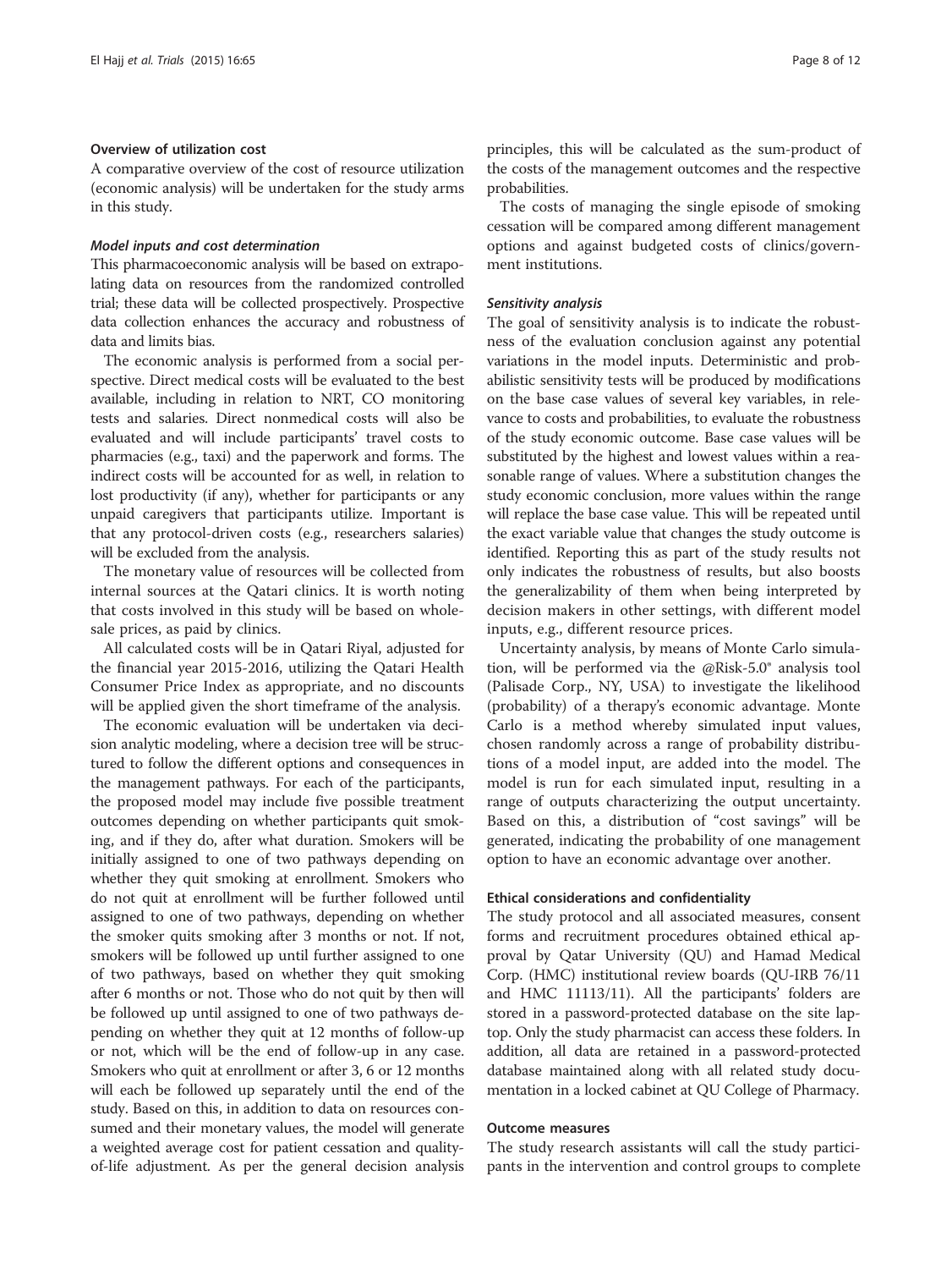### Overview of utilization cost

A comparative overview of the cost of resource utilization (economic analysis) will be undertaken for the study arms in this study.

#### *Model inputs and cost determination*

This pharmacoeconomic analysis will be based on extrapolating data on resources from the randomized controlled trial; these data will be collected prospectively. Prospective data collection enhances the accuracy and robustness of data and limits bias.

The economic analysis is performed from a social perspective. Direct medical costs will be evaluated to the best available, including in relation to NRT, CO monitoring tests and salaries. Direct nonmedical costs will also be evaluated and will include participants' travel costs to pharmacies (e.g., taxi) and the paperwork and forms. The indirect costs will be accounted for as well, in relation to lost productivity (if any), whether for participants or any unpaid caregivers that participants utilize. Important is that any protocol-driven costs (e.g., researchers salaries) will be excluded from the analysis.

The monetary value of resources will be collected from internal sources at the Qatari clinics. It is worth noting that costs involved in this study will be based on wholesale prices, as paid by clinics.

All calculated costs will be in Qatari Riyal, adjusted for the financial year 2015-2016, utilizing the Qatari Health Consumer Price Index as appropriate, and no discounts will be applied given the short timeframe of the analysis.

The economic evaluation will be undertaken via decision analytic modeling, where a decision tree will be structured to follow the different options and consequences in the management pathways. For each of the participants, the proposed model may include five possible treatment outcomes depending on whether participants quit smoking, and if they do, after what duration. Smokers will be initially assigned to one of two pathways depending on whether they quit smoking at enrollment. Smokers who do not quit at enrollment will be further followed until assigned to one of two pathways, depending on whether the smoker quits smoking after 3 months or not. If not, smokers will be followed up until further assigned to one of two pathways, based on whether they quit smoking after 6 months or not. Those who do not quit by then will be followed up until assigned to one of two pathways depending on whether they quit at 12 months of follow-up or not, which will be the end of follow-up in any case. Smokers who quit at enrollment or after 3, 6 or 12 months will each be followed up separately until the end of the study. Based on this, in addition to data on resources consumed and their monetary values, the model will generate a weighted average cost for patient cessation and quality-of-life adjustment. As per the general decision analysis principles, this will be calculated as the sum-product of the costs of the management outcomes and the respective probabilities.

The costs of managing the single episode of smoking cessation will be compared among different management options and against budgeted costs of clinics/government institutions.

#### *Sensitivity analysis*

The goal of sensitivity analysis is to indicate the robustness of the evaluation conclusion against any potential variations in the model inputs. Deterministic and probabilistic sensitivity tests will be produced by modifications on the base case values of several key variables, in relevance to costs and probabilities, to evaluate the robustness of the study economic outcome. Base case values will be substituted by the highest and lowest values within a reasonable range of values. Where a substitution changes the study economic conclusion, more values within the range will replace the base case value. This will be repeated until the exact variable value that changes the study outcome is identified. Reporting this as part of the study results not only indicates the robustness of results, but also boosts the generalizability of them when being interpreted by decision makers in other settings, with different model inputs, e.g., different resource prices.

Uncertainty analysis, by means of Monte Carlo simulation, will be performed via the @Risk-5.0® analysis tool (Palisade Corp., NY, USA) to investigate the likelihood (probability) of a therapy's economic advantage. Monte Carlo is a method whereby simulated input values, chosen randomly across a range of probability distributions of a model input, are added into the model. The model is run for each simulated input, resulting in a range of outputs characterizing the output uncertainty. Based on this, a distribution of "cost savings" will be generated, indicating the probability of one management option to have an economic advantage over another.

### Ethical considerations and confidentiality

The study protocol and all associated measures, consent forms and recruitment procedures obtained ethical approval by Qatar University (QU) and Hamad Medical Corp. (HMC) institutional review boards (QU-IRB 76/11 and HMC 11113/11). All the participants' folders are stored in a password-protected database on the site laptop. Only the study pharmacist can access these folders. In addition, all data are retained in a password-protected database maintained along with all related study documentation in a locked cabinet at QU College of Pharmacy.

### Outcome measures

The study research assistants will call the study participants in the intervention and control groups to complete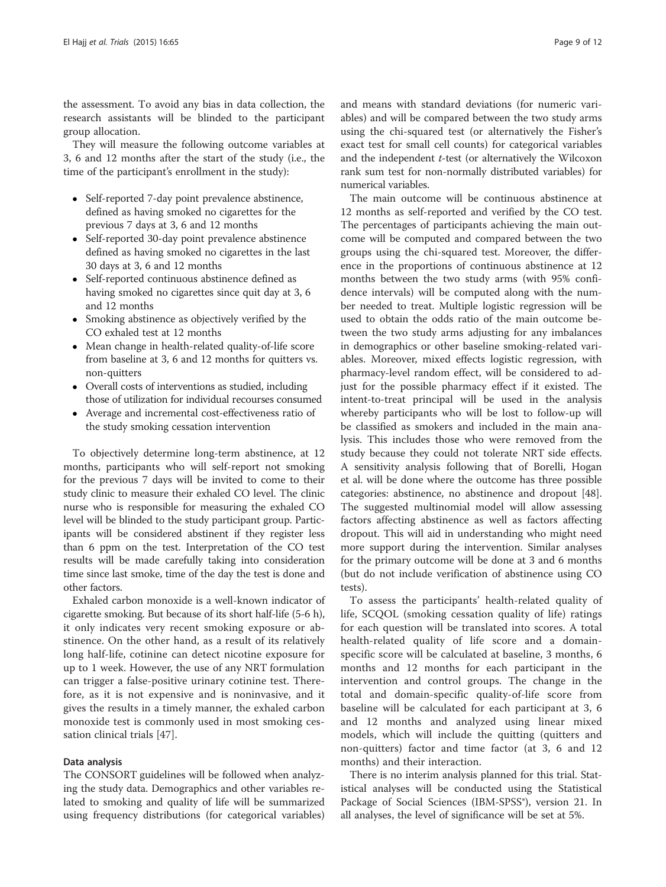the assessment. To avoid any bias in data collection, the research assistants will be blinded to the participant group allocation.

They will measure the following outcome variables at 3, 6 and 12 months after the start of the study (i.e., the time of the participant's enrollment in the study):

- Self-reported 7-day point prevalence abstinence, defined as having smoked no cigarettes for the previous 7 days at 3, 6 and 12 months
- Self-reported 30-day point prevalence abstinence defined as having smoked no cigarettes in the last 30 days at 3, 6 and 12 months
- Self-reported continuous abstinence defined as having smoked no cigarettes since quit day at 3, 6 and 12 months
- Smoking abstinence as objectively verified by the CO exhaled test at 12 months
- Mean change in health-related quality-of-life score from baseline at 3, 6 and 12 months for quitters vs. non-quitters
- Overall costs of interventions as studied, including those of utilization for individual recourses consumed
- Average and incremental cost-effectiveness ratio of the study smoking cessation intervention

To objectively determine long-term abstinence, at 12 months, participants who will self-report not smoking for the previous 7 days will be invited to come to their study clinic to measure their exhaled CO level. The clinic nurse who is responsible for measuring the exhaled CO level will be blinded to the study participant group. Participants will be considered abstinent if they register less than 6 ppm on the test. Interpretation of the CO test results will be made carefully taking into consideration time since last smoke, time of the day the test is done and other factors.

Exhaled carbon monoxide is a well-known indicator of cigarette smoking. But because of its short half-life (5-6 h), it only indicates very recent smoking exposure or abstinence. On the other hand, as a result of its relatively long half-life, cotinine can detect nicotine exposure for up to 1 week. However, the use of any NRT formulation can trigger a false-positive urinary cotinine test. Therefore, as it is not expensive and is noninvasive, and it gives the results in a timely manner, the exhaled carbon monoxide test is commonly used in most smoking cessation clinical trials [47].

### Data analysis

The CONSORT guidelines will be followed when analyzing the study data. Demographics and other variables related to smoking and quality of life will be summarized using frequency distributions (for categorical variables) and means with standard deviations (for numeric variables) and will be compared between the two study arms using the chi-squared test (or alternatively the Fisher's exact test for small cell counts) for categorical variables and the independent *t*-test (or alternatively the Wilcoxon rank sum test for non-normally distributed variables) for numerical variables.

The main outcome will be continuous abstinence at 12 months as self-reported and verified by the CO test. The percentages of participants achieving the main outcome will be computed and compared between the two groups using the chi-squared test. Moreover, the difference in the proportions of continuous abstinence at 12 months between the two study arms (with 95% confidence intervals) will be computed along with the number needed to treat. Multiple logistic regression will be used to obtain the odds ratio of the main outcome between the two study arms adjusting for any imbalances in demographics or other baseline smoking-related variables. Moreover, mixed effects logistic regression, with pharmacy-level random effect, will be considered to adjust for the possible pharmacy effect if it existed. The intent-to-treat principal will be used in the analysis whereby participants who will be lost to follow-up will be classified as smokers and included in the main analysis. This includes those who were removed from the study because they could not tolerate NRT side effects. A sensitivity analysis following that of Borelli, Hogan et al. will be done where the outcome has three possible categories: abstinence, no abstinence and dropout [48]. The suggested multinomial model will allow assessing factors affecting abstinence as well as factors affecting dropout. This will aid in understanding who might need more support during the intervention. Similar analyses for the primary outcome will be done at 3 and 6 months (but do not include verification of abstinence using CO tests).

To assess the participants' health-related quality of life, SCQOL (smoking cessation quality of life) ratings for each question will be translated into scores. A total health-related quality of life score and a domain-specific score will be calculated at baseline, 3 months, 6 months and 12 months for each participant in the intervention and control groups. The change in the total and domain-specific quality-of-life score from baseline will be calculated for each participant at 3, 6 and 12 months and analyzed using linear mixed models, which will include the quitting (quitters and non-quitters) factor and time factor (at 3, 6 and 12 months) and their interaction.

There is no interim analysis planned for this trial. Statistical analyses will be conducted using the Statistical Package of Social Sciences (IBM-SPSS®), version 21. In all analyses, the level of significance will be set at 5%.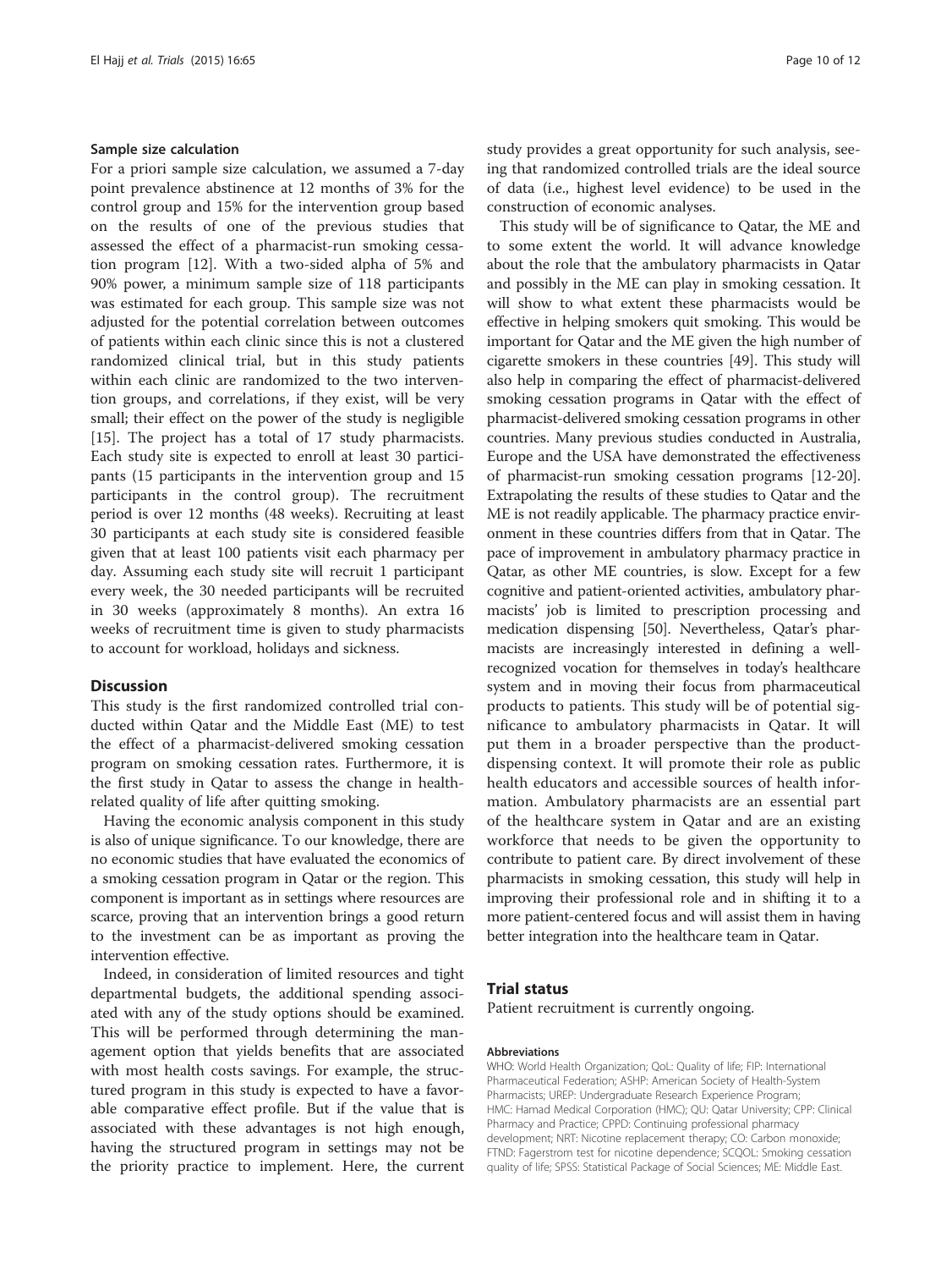### Sample size calculation

For a priori sample size calculation, we assumed a 7-day point prevalence abstinence at 12 months of 3% for the control group and 15% for the intervention group based on the results of one of the previous studies that assessed the effect of a pharmacist-run smoking cessation program [12]. With a two-sided alpha of 5% and 90% power, a minimum sample size of 118 participants was estimated for each group. This sample size was not adjusted for the potential correlation between outcomes of patients within each clinic since this is not a clustered randomized clinical trial, but in this study patients within each clinic are randomized to the two intervention groups, and correlations, if they exist, will be very small; their effect on the power of the study is negligible [15]. The project has a total of 17 study pharmacists. Each study site is expected to enroll at least 30 participants (15 participants in the intervention group and 15 participants in the control group). The recruitment period is over 12 months (48 weeks). Recruiting at least 30 participants at each study site is considered feasible given that at least 100 patients visit each pharmacy per day. Assuming each study site will recruit 1 participant every week, the 30 needed participants will be recruited in 30 weeks (approximately 8 months). An extra 16 weeks of recruitment time is given to study pharmacists to account for workload, holidays and sickness.

## Discussion

This study is the first randomized controlled trial conducted within Qatar and the Middle East (ME) to test the effect of a pharmacist-delivered smoking cessation program on smoking cessation rates. Furthermore, it is the first study in Qatar to assess the change in health-related quality of life after quitting smoking.

Having the economic analysis component in this study is also of unique significance. To our knowledge, there are no economic studies that have evaluated the economics of a smoking cessation program in Qatar or the region. This component is important as in settings where resources are scarce, proving that an intervention brings a good return to the investment can be as important as proving the intervention effective.

Indeed, in consideration of limited resources and tight departmental budgets, the additional spending associated with any of the study options should be examined. This will be performed through determining the management option that yields benefits that are associated with most health costs savings. For example, the structured program in this study is expected to have a favorable comparative effect profile. But if the value that is associated with these advantages is not high enough, having the structured program in settings may not be the priority practice to implement. Here, the current study provides a great opportunity for such analysis, seeing that randomized controlled trials are the ideal source of data (i.e., highest level evidence) to be used in the construction of economic analyses.

This study will be of significance to Qatar, the ME and to some extent the world. It will advance knowledge about the role that the ambulatory pharmacists in Qatar and possibly in the ME can play in smoking cessation. It will show to what extent these pharmacists would be effective in helping smokers quit smoking. This would be important for Qatar and the ME given the high number of cigarette smokers in these countries [49]. This study will also help in comparing the effect of pharmacist-delivered smoking cessation programs in Qatar with the effect of pharmacist-delivered smoking cessation programs in other countries. Many previous studies conducted in Australia, Europe and the USA have demonstrated the effectiveness of pharmacist-run smoking cessation programs [12-20]. Extrapolating the results of these studies to Qatar and the ME is not readily applicable. The pharmacy practice environment in these countries differs from that in Qatar. The pace of improvement in ambulatory pharmacy practice in Qatar, as other ME countries, is slow. Except for a few cognitive and patient-oriented activities, ambulatory pharmacists' job is limited to prescription processing and medication dispensing [50]. Nevertheless, Qatar's pharmacists are increasingly interested in defining a well-recognized vocation for themselves in today's healthcare system and in moving their focus from pharmaceutical products to patients. This study will be of potential significance to ambulatory pharmacists in Qatar. It will put them in a broader perspective than the product-dispensing context. It will promote their role as public health educators and accessible sources of health information. Ambulatory pharmacists are an essential part of the healthcare system in Qatar and are an existing workforce that needs to be given the opportunity to contribute to patient care. By direct involvement of these pharmacists in smoking cessation, this study will help in improving their professional role and in shifting it to a more patient-centered focus and will assist them in having better integration into the healthcare team in Qatar.

## Trial status

Patient recruitment is currently ongoing.

#### Abbreviations

WHO: World Health Organization; QoL: Quality of life; FIP: International Pharmaceutical Federation; ASHP: American Society of Health-System Pharmacists; UREP: Undergraduate Research Experience Program; HMC: Hamad Medical Corporation (HMC); QU: Qatar University; CPP: Clinical Pharmacy and Practice; CPPD: Continuing professional pharmacy development; NRT: Nicotine replacement therapy; CO: Carbon monoxide; FTND: Fagerstrom test for nicotine dependence; SCQOL: Smoking cessation quality of life; SPSS: Statistical Package of Social Sciences; ME: Middle East.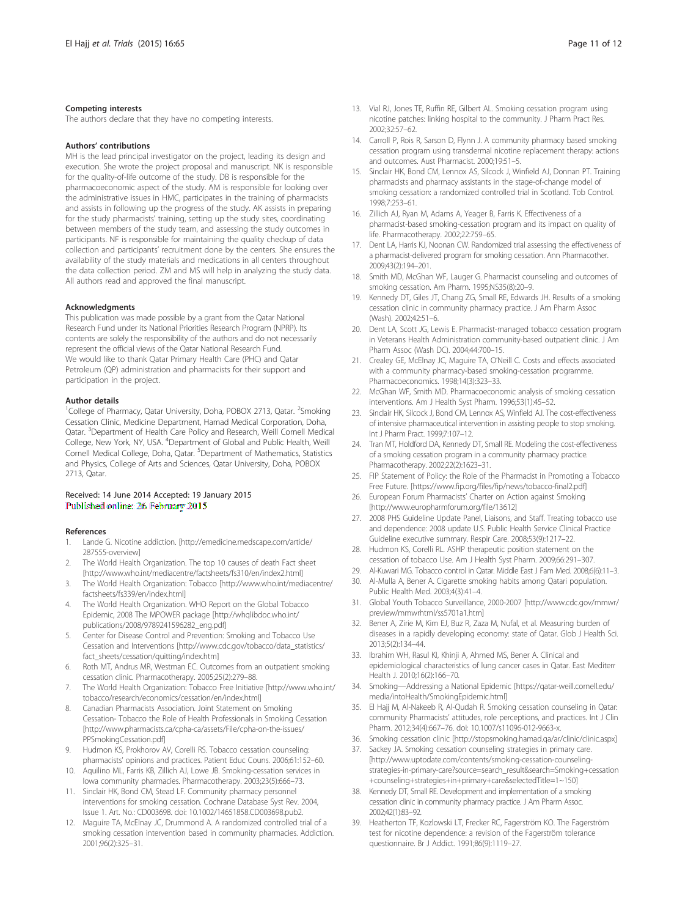### Competing interests

The authors declare that they have no competing interests.

### Authors' contributions

MH is the lead principal investigator on the project, leading its design and execution. She wrote the project proposal and manuscript. NK is responsible for the quality-of-life outcome of the study. DB is responsible for the pharmacoeconomic aspect of the study. AM is responsible for looking over the administrative issues in HMC, participates in the training of pharmacists and assists in following up the progress of the study. AK assists in preparing for the study pharmacists' training, setting up the study sites, coordinating between members of the study team, and assessing the study outcomes in participants. NF is responsible for maintaining the quality checkup of data collection and participants' recruitment done by the centers. She ensures the availability of the study materials and medications in all centers throughout the data collection period. ZM and MS will help in analyzing the study data. All authors read and approved the final manuscript.

### Acknowledgments

This publication was made possible by a grant from the Qatar National Research Fund under its National Priorities Research Program (NPRP). Its contents are solely the responsibility of the authors and do not necessarily represent the official views of the Qatar National Research Fund.
We would like to thank Qatar Primary Health Care (PHC) and Qatar Petroleum (QP) administration and pharmacists for their support and participation in the project.

### Author details

[1]College of Pharmacy, Qatar University, Doha, POBOX 2713, Qatar. [2]Smoking Cessation Clinic, Medicine Department, Hamad Medical Corporation, Doha, Qatar. [3]Department of Health Care Policy and Research, Weill Cornell Medical College, New York, NY, USA. [4]Department of Global and Public Health, Weill Cornell Medical College, Doha, Qatar. [5]Department of Mathematics, Statistics and Physics, College of Arts and Sciences, Qatar University, Doha, POBOX 2713, Qatar.

Received: 14 June 2014 Accepted: 19 January 2015
Published online: 26 February 2015

### References

1. Lande G. Nicotine addiction. [http://emedicine.medscape.com/article/287555-overview]
2. The World Health Organization. The top 10 causes of death Fact sheet [http://www.who.int/mediacentre/factsheets/fs310/en/index2.html]
3. The World Health Organization: Tobacco [http://www.who.int/mediacentre/factsheets/fs339/en/index.html]
4. The World Health Organization. WHO Report on the Global Tobacco Epidemic, 2008 The MPOWER package [http://whqlibdoc.who.int/publications/2008/9789241596282_eng.pdf]
5. Center for Disease Control and Prevention: Smoking and Tobacco Use Cessation and Interventions [http://www.cdc.gov/tobacco/data_statistics/fact_sheets/cessation/quitting/index.htm]
6. Roth MT, Andrus MR, Westman EC. Outcomes from an outpatient smoking cessation clinic. Pharmacotherapy. 2005;25(2):279–88.
7. The World Health Organization: Tobacco Free Initiative [http://www.who.int/tobacco/research/economics/cessation/en/index.html]
8. Canadian Pharmacists Association. Joint Statement on Smoking Cessation- Tobacco the Role of Health Professionals in Smoking Cessation [http://www.pharmacists.ca/cpha-ca/assets/File/cpha-on-the-issues/PPSmokingCessation.pdf]
9. Hudmon KS, Prokhorov AV, Corelli RS. Tobacco cessation counseling: pharmacists' opinions and practices. Patient Educ Couns. 2006;61:152–60.
10. Aquilino ML, Farris KB, Zillich AJ, Lowe JB. Smoking-cessation services in Iowa community pharmacies. Pharmacotherapy. 2003;23(5):666–73.
11. Sinclair HK, Bond CM, Stead LF. Community pharmacy personnel interventions for smoking cessation. Cochrane Database Syst Rev. 2004, Issue 1. Art. No.: CD003698. doi: 10.1002/14651858.CD003698.pub2.
12. Maguire TA, McElnay JC, Drummond A. A randomized controlled trial of a smoking cessation intervention based in community pharmacies. Addiction. 2001;96(2):325–31.
13. Vial RJ, Jones TE, Ruffin RE, Gilbert AL. Smoking cessation program using nicotine patches: linking hospital to the community. J Pharm Pract Res. 2002;32:57–62.
14. Carroll P, Rois R, Sarson D, Flynn J. A community pharmacy based smoking cessation program using transdermal nicotine replacement therapy: actions and outcomes. Aust Pharmacist. 2000;19:51–5.
15. Sinclair HK, Bond CM, Lennox AS, Silcock J, Winfield AJ, Donnan PT. Training pharmacists and pharmacy assistants in the stage-of-change model of smoking cessation: a randomized controlled trial in Scotland. Tob Control. 1998;7:253–61.
16. Zillich AJ, Ryan M, Adams A, Yeager B, Farris K. Effectiveness of a pharmacist-based smoking-cessation program and its impact on quality of life. Pharmacotherapy. 2002;22:759–65.
17. Dent LA, Harris KJ, Noonan CW. Randomized trial assessing the effectiveness of a pharmacist-delivered program for smoking cessation. Ann Pharmacother. 2009;43(2):194–201.
18. Smith MD, McGhan WF, Lauger G. Pharmacist counseling and outcomes of smoking cessation. Am Pharm. 1995;NS35(8):20–9.
19. Kennedy DT, Giles JT, Chang ZG, Small RE, Edwards JH. Results of a smoking cessation clinic in community pharmacy practice. J Am Pharm Assoc (Wash). 2002;42:51–6.
20. Dent LA, Scott JG, Lewis E. Pharmacist-managed tobacco cessation program in Veterans Health Administration community-based outpatient clinic. J Am Pharm Assoc (Wash DC). 2004;44:700–15.
21. Crealey GE, McElnay JC, Maguire TA, O'Neill C. Costs and effects associated with a community pharmacy-based smoking-cessation programme. Pharmacoeconomics. 1998;14(3):323–33.
22. McGhan WF, Smith MD. Pharmacoeconomic analysis of smoking cessation interventions. Am J Health Syst Pharm. 1996;53(1):45–52.
23. Sinclair HK, Silcock J, Bond CM, Lennox AS, Winfield AJ. The cost-effectiveness of intensive pharmaceutical intervention in assisting people to stop smoking. Int J Pharm Pract. 1999;7:107–12.
24. Tran MT, Holdford DA, Kennedy DT, Small RE. Modeling the cost-effectiveness of a smoking cessation program in a community pharmacy practice. Pharmacotherapy. 2002;22:1623–31.
25. FIP Statement of Policy: the Role of the Pharmacist in Promoting a Tobacco Free Future. [https://www.fip.org/files/fip/news/tobacco-final2.pdf]
26. European Forum Pharmacists' Charter on Action against Smoking [http://www.europharmforum.org/file/13612]
27. 2008 PHS Guideline Update Panel, Liaisons, and Staff. Treating tobacco use and dependence: 2008 update U.S. Public Health Service Clinical Practice Guideline executive summary. Respir Care. 2008;53(9):1217–22.
28. Hudmon KS, Corelli RL. ASHP therapeutic position statement on the cessation of tobacco Use. Am J Health Syst Pharm. 2009;66:291–307.
29. Al-Kuwari MG. Tobacco control in Qatar. Middle East J Fam Med. 2008;6(6):11–3.
30. Al-Mulla A, Bener A. Cigarette smoking habits among Qatari population. Public Health Med. 2003;4(3):41–4.
31. Global Youth Tobacco Surveillance, 2000-2007 [http://www.cdc.gov/mmwr/preview/mmwrhtml/ss5701a1.htm]
32. Bener A, Zirie M, Kim EJ, Buz R, Zaza M, Nufal, et al. Measuring burden of diseases in a rapidly developing economy: state of Qatar. Glob J Health Sci. 2013;5(2):134–44.
33. Ibrahim WH, Rasul KI, Khinji A, Ahmed MS, Bener A. Clinical and epidemiological characteristics of lung cancer cases in Qatar. East Mediterr Health J. 2010;16(2):166–70.
34. Smoking—Addressing a National Epidemic [https://qatar-weill.cornell.edu/media/intoHealth/SmokingEpidemic.html]
35. El Hajj M, Al-Nakeeb R, Al-Qudah R. Smoking cessation counseling in Qatar: community Pharmacists' attitudes, role perceptions, and practices. Int J Clin Pharm. 2012;34(4):667–76. doi: 10.1007/s11096-012-9663-x.
36. Smoking cessation clinic [http://stopsmoking.hamad.qa/ar/clinic/clinic.aspx]
37. Sackey JA. Smoking cessation counseling strategies in primary care. [http://www.uptodate.com/contents/smoking-cessation-counseling-strategies-in-primary-care?source=search_result&search=Smoking+cessation+counseling+strategies+in+primary+care&selectedTitle=1~150]
38. Kennedy DT, Small RE. Development and implementation of a smoking cessation clinic in community pharmacy practice. J Am Pharm Assoc. 2002;42(1):83–92.
39. Heatherton TF, Kozlowski LT, Frecker RC, Fagerström KO. The Fagerström test for nicotine dependence: a revision of the Fagerström tolerance questionnaire. Br J Addict. 1991;86(9):1119–27.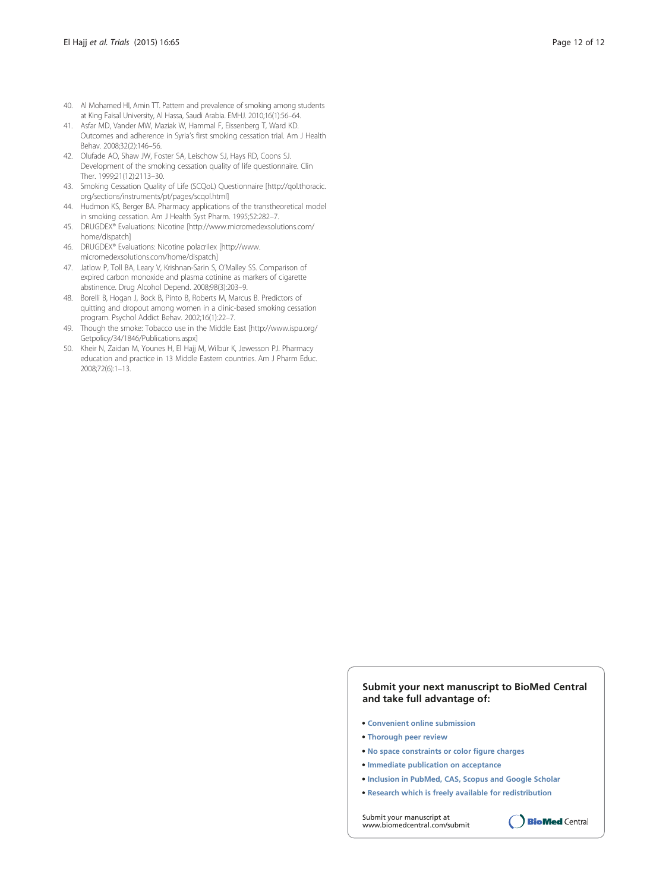40. Al Mohamed HI, Amin TT. Pattern and prevalence of smoking among students at King Faisal University, Al Hassa, Saudi Arabia. EMHJ. 2010;16(1):56–64.
41. Asfar MD, Vander MW, Maziak W, Hammal F, Eissenberg T, Ward KD. Outcomes and adherence in Syria's first smoking cessation trial. Am J Health Behav. 2008;32(2):146–56.
42. Olufade AO, Shaw JW, Foster SA, Leischow SJ, Hays RD, Coons SJ. Development of the smoking cessation quality of life questionnaire. Clin Ther. 1999;21(12):2113–30.
43. Smoking Cessation Quality of Life (SCQoL) Questionnaire [http://qol.thoracic.org/sections/instruments/pt/pages/scqol.html]
44. Hudmon KS, Berger BA. Pharmacy applications of the transtheoretical model in smoking cessation. Am J Health Syst Pharm. 1995;52:282–7.
45. DRUGDEX® Evaluations: Nicotine [http://www.micromedexsolutions.com/home/dispatch]
46. DRUGDEX® Evaluations: Nicotine polacrilex [http://www.micromedexsolutions.com/home/dispatch]
47. Jatlow P, Toll BA, Leary V, Krishnan-Sarin S, O'Malley SS. Comparison of expired carbon monoxide and plasma cotinine as markers of cigarette abstinence. Drug Alcohol Depend. 2008;98(3):203–9.
48. Borelli B, Hogan J, Bock B, Pinto B, Roberts M, Marcus B. Predictors of quitting and dropout among women in a clinic-based smoking cessation program. Psychol Addict Behav. 2002;16(1):22–7.
49. Though the smoke: Tobacco use in the Middle East [http://www.ispu.org/Getpolicy/34/1846/Publications.aspx]
50. Kheir N, Zaidan M, Younes H, El Hajj M, Wilbur K, Jewesson PJ. Pharmacy education and practice in 13 Middle Eastern countries. Am J Pharm Educ. 2008;72(6):1–13.

**Submit your next manuscript to BioMed Central and take full advantage of:**

- **Convenient online submission**
- **Thorough peer review**
- **No space constraints or color figure charges**
- **Immediate publication on acceptance**
- **Inclusion in PubMed, CAS, Scopus and Google Scholar**
- **Research which is freely available for redistribution**

Submit your manuscript at
www.biomedcentral.com/submit

BioMed Central